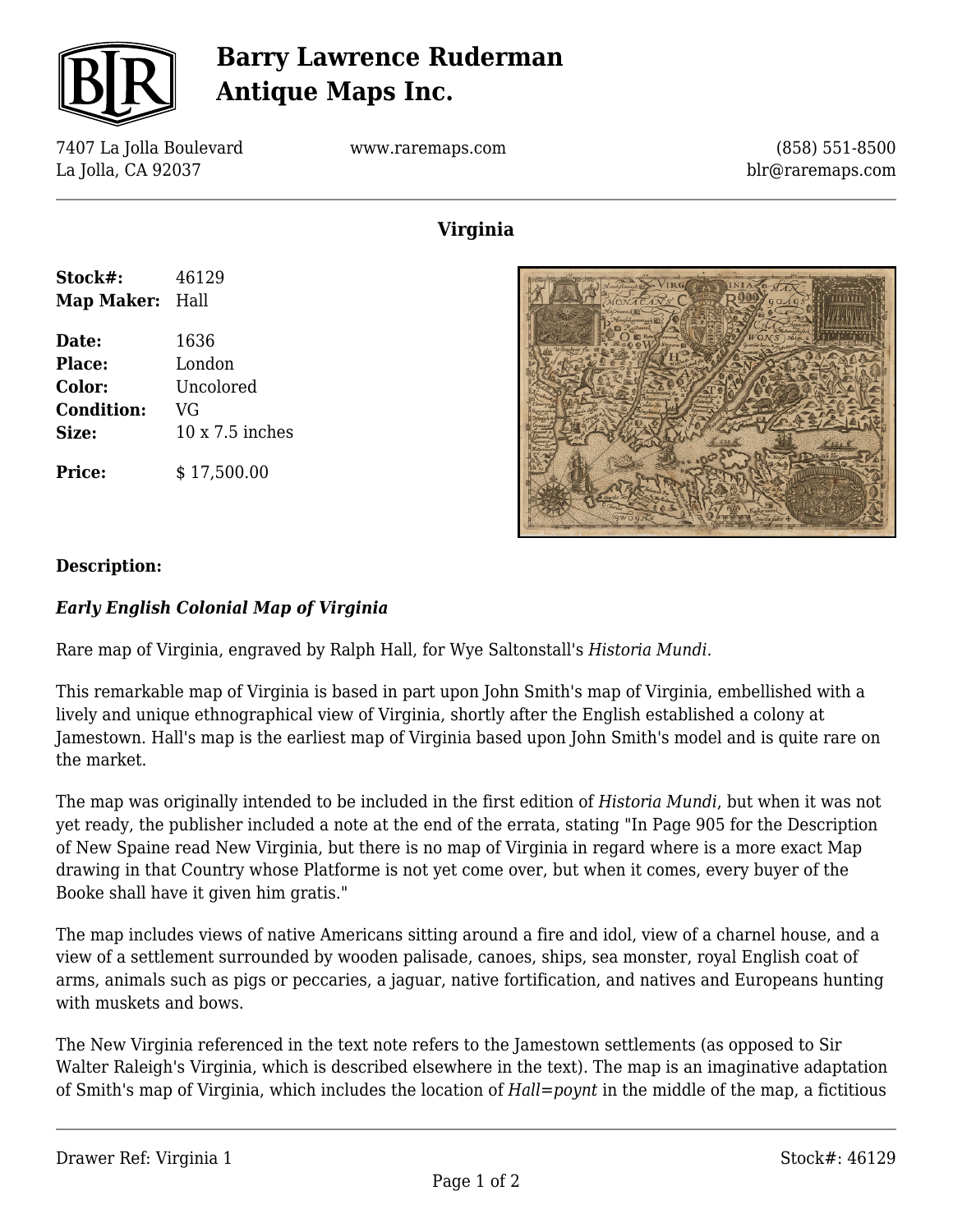# Barry Lawrence Ruderman Antique Maps Inc.

7407 La Jolla Boulevard
La Jolla, CA 92037

www.raremaps.com

(858) 551-8500
blr@raremaps.com

## Virginia

| | |
|---|---|
| **Stock#:** | 46129 |
| **Map Maker:** | Hall |
| **Date:** | 1636 |
| **Place:** | London |
| **Color:** | Uncolored |
| **Condition:** | VG |
| **Size:** | 10 x 7.5 inches |
| **Price:** | $ 17,500.00 |

### Description:

***Early English Colonial Map of Virginia***

Rare map of Virginia, engraved by Ralph Hall, for Wye Saltonstall's *Historia Mundi.*

This remarkable map of Virginia is based in part upon John Smith's map of Virginia, embellished with a lively and unique ethnographical view of Virginia, shortly after the English established a colony at Jamestown. Hall's map is the earliest map of Virginia based upon John Smith's model and is quite rare on the market.

The map was originally intended to be included in the first edition of *Historia Mundi*, but when it was not yet ready, the publisher included a note at the end of the errata, stating "In Page 905 for the Description of New Spaine read New Virginia, but there is no map of Virginia in regard where is a more exact Map drawing in that Country whose Platforme is not yet come over, but when it comes, every buyer of the Booke shall have it given him gratis."

The map includes views of native Americans sitting around a fire and idol, view of a charnel house, and a view of a settlement surrounded by wooden palisade, canoes, ships, sea monster, royal English coat of arms, animals such as pigs or peccaries, a jaguar, native fortification, and natives and Europeans hunting with muskets and bows.

The New Virginia referenced in the text note refers to the Jamestown settlements (as opposed to Sir Walter Raleigh's Virginia, which is described elsewhere in the text). The map is an imaginative adaptation of Smith's map of Virginia, which includes the location of *Hall=poynt* in the middle of the map, a fictitious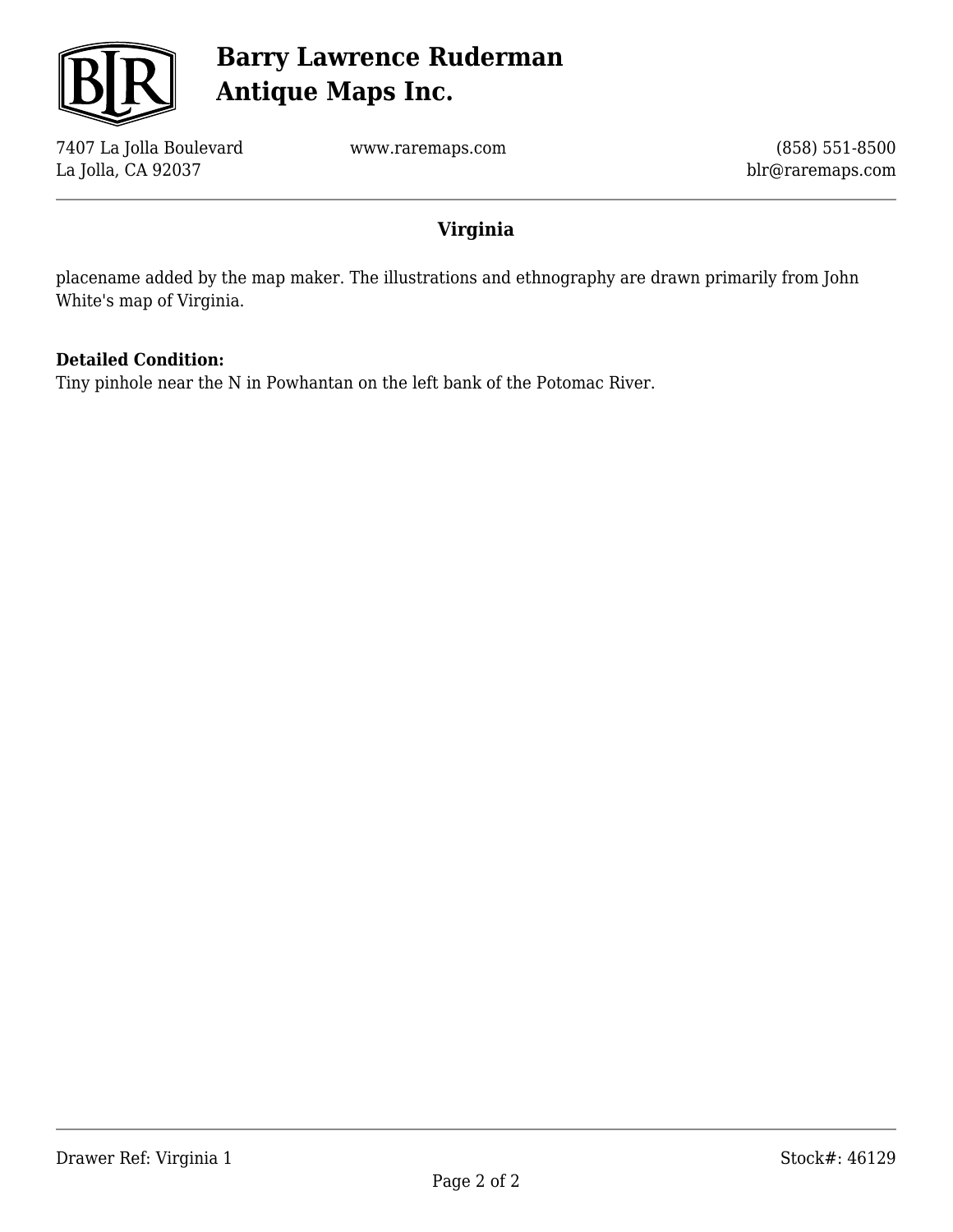placename added by the map maker. The illustrations and ethnography are drawn primarily from John White's map of Virginia.

**Detailed Condition:**

Tiny pinhole near the N in Powhantan on the left bank of the Potomac River.